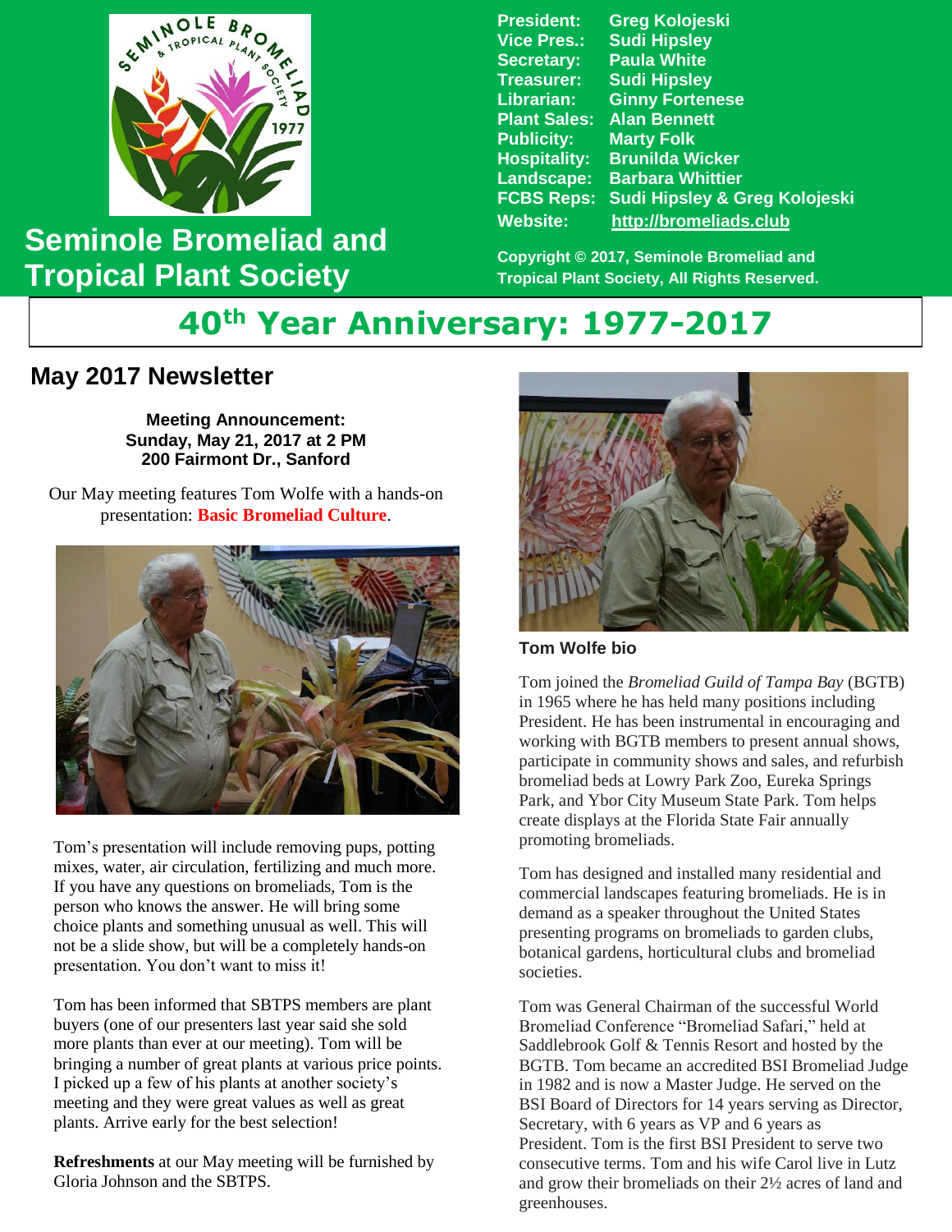# Seminole Bromeliad and Tropical Plant Society

| | |
|---|---|
| President: | Greg Kolojeski |
| Vice Pres.: | Sudi Hipsley |
| Secretary: | Paula White |
| Treasurer: | Sudi Hipsley |
| Librarian: | Ginny Fortenese |
| Plant Sales: | Alan Bennett |
| Publicity: | Marty Folk |
| Hospitality: | Brunilda Wicker |
| Landscape: | Barbara Whittier |
| FCBS Reps: | Sudi Hipsley & Greg Kolojeski |
| Website: | http://bromeliads.club |

Copyright © 2017, Seminole Bromeliad and Tropical Plant Society, All Rights Reserved.

## 40th Year Anniversary: 1977-2017

## May 2017 Newsletter

**Meeting Announcement:**
**Sunday, May 21, 2017 at 2 PM**
**200 Fairmont Dr., Sanford**

Our May meeting features Tom Wolfe with a hands-on presentation: **Basic Bromeliad Culture**.

Tom's presentation will include removing pups, potting mixes, water, air circulation, fertilizing and much more. If you have any questions on bromeliads, Tom is the person who knows the answer. He will bring some choice plants and something unusual as well. This will not be a slide show, but will be a completely hands-on presentation. You don't want to miss it!

Tom has been informed that SBTPS members are plant buyers (one of our presenters last year said she sold more plants than ever at our meeting). Tom will be bringing a number of great plants at various price points. I picked up a few of his plants at another society's meeting and they were great values as well as great plants. Arrive early for the best selection!

**Refreshments** at our May meeting will be furnished by Gloria Johnson and the SBTPS.

### Tom Wolfe bio

Tom joined the *Bromeliad Guild of Tampa Bay* (BGTB) in 1965 where he has held many positions including President. He has been instrumental in encouraging and working with BGTB members to present annual shows, participate in community shows and sales, and refurbish bromeliad beds at Lowry Park Zoo, Eureka Springs Park, and Ybor City Museum State Park. Tom helps create displays at the Florida State Fair annually promoting bromeliads.

Tom has designed and installed many residential and commercial landscapes featuring bromeliads. He is in demand as a speaker throughout the United States presenting programs on bromeliads to garden clubs, botanical gardens, horticultural clubs and bromeliad societies.

Tom was General Chairman of the successful World Bromeliad Conference "Bromeliad Safari," held at Saddlebrook Golf & Tennis Resort and hosted by the BGTB. Tom became an accredited BSI Bromeliad Judge in 1982 and is now a Master Judge. He served on the BSI Board of Directors for 14 years serving as Director, Secretary, with 6 years as VP and 6 years as President. Tom is the first BSI President to serve two consecutive terms. Tom and his wife Carol live in Lutz and grow their bromeliads on their 2½ acres of land and greenhouses.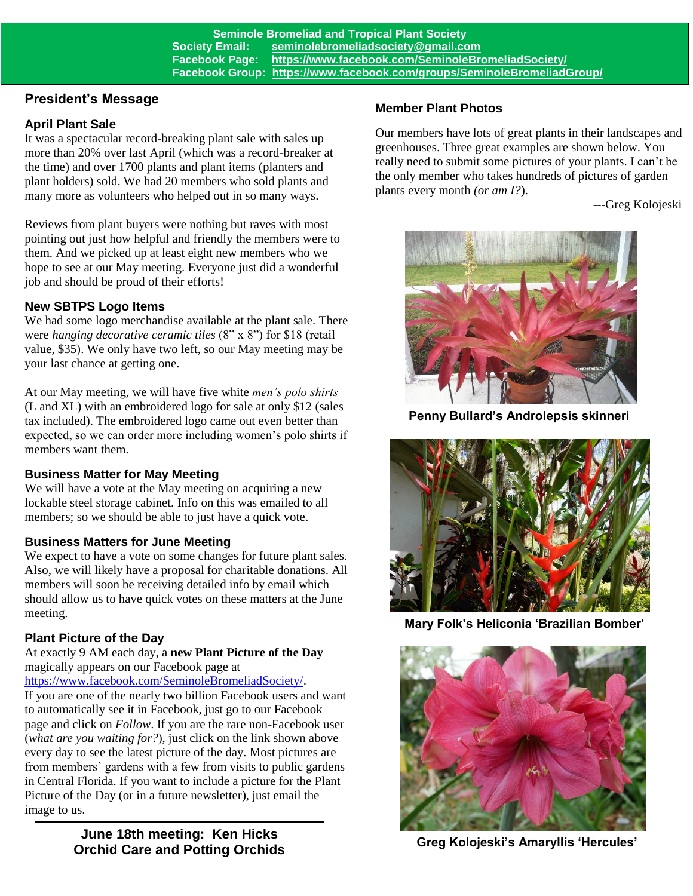**Seminole Bromeliad and Tropical Plant Society**
**Society Email:** **seminolebromeliadsociety@gmail.com**
**Facebook Page:** **https://www.facebook.com/SeminoleBromeliadSociety/**
**Facebook Group:** **https://www.facebook.com/groups/SeminoleBromeliadGroup/**

## President's Message

### April Plant Sale

It was a spectacular record-breaking plant sale with sales up more than 20% over last April (which was a record-breaker at the time) and over 1700 plants and plant items (planters and plant holders) sold. We had 20 members who sold plants and many more as volunteers who helped out in so many ways.

Reviews from plant buyers were nothing but raves with most pointing out just how helpful and friendly the members were to them. And we picked up at least eight new members who we hope to see at our May meeting. Everyone just did a wonderful job and should be proud of their efforts!

### New SBTPS Logo Items

We had some logo merchandise available at the plant sale. There were *hanging decorative ceramic tiles* (8" x 8") for $18 (retail value, $35). We only have two left, so our May meeting may be your last chance at getting one.

At our May meeting, we will have five white *men's polo shirts* (L and XL) with an embroidered logo for sale at only $12 (sales tax included). The embroidered logo came out even better than expected, so we can order more including women's polo shirts if members want them.

### Business Matter for May Meeting

We will have a vote at the May meeting on acquiring a new lockable steel storage cabinet. Info on this was emailed to all members; so we should be able to just have a quick vote.

### Business Matters for June Meeting

We expect to have a vote on some changes for future plant sales. Also, we will likely have a proposal for charitable donations. All members will soon be receiving detailed info by email which should allow us to have quick votes on these matters at the June meeting.

### Plant Picture of the Day

At exactly 9 AM each day, a **new Plant Picture of the Day** magically appears on our Facebook page at https://www.facebook.com/SeminoleBromeliadSociety/.
If you are one of the nearly two billion Facebook users and want to automatically see it in Facebook, just go to our Facebook page and click on *Follow*. If you are the rare non-Facebook user (*what are you waiting for?*), just click on the link shown above every day to see the latest picture of the day. Most pictures are from members' gardens with a few from visits to public gardens in Central Florida. If you want to include a picture for the Plant Picture of the Day (or in a future newsletter), just email the image to us.

**June 18th meeting: Ken Hicks**
**Orchid Care and Potting Orchids**

### Member Plant Photos

Our members have lots of great plants in their landscapes and greenhouses. Three great examples are shown below. You really need to submit some pictures of your plants. I can't be the only member who takes hundreds of pictures of garden plants every month *(or am I?*).

---Greg Kolojeski

**Penny Bullard's Androlepsis skinneri**

**Mary Folk's Heliconia 'Brazilian Bomber'**

**Greg Kolojeski's Amaryllis 'Hercules'**